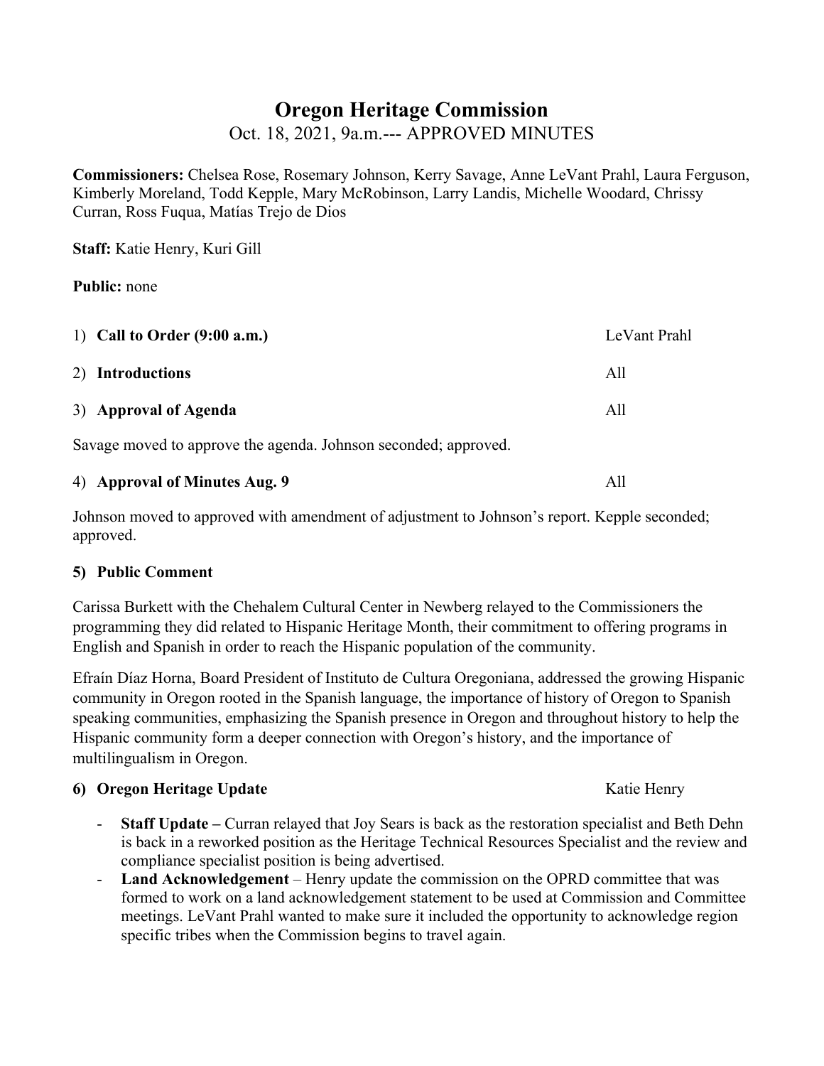# Oregon Heritage Commission

## Oct. 18, 2021, 9a.m.--- APPROVED MINUTES

**Commissioners:** Chelsea Rose, Rosemary Johnson, Kerry Savage, Anne LeVant Prahl, Laura Ferguson, Kimberly Moreland, Todd Kepple, Mary McRobinson, Larry Landis, Michelle Woodard, Chrissy Curran, Ross Fuqua, Matías Trejo de Dios

**Staff:** Katie Henry, Kuri Gill

**Public:** none

1) **Call to Order (9:00 a.m.)** — LeVant Prahl

2) **Introductions** — All

3) **Approval of Agenda** — All

Savage moved to approve the agenda. Johnson seconded; approved.

4) **Approval of Minutes Aug. 9** — All

Johnson moved to approved with amendment of adjustment to Johnson's report. Kepple seconded; approved.

**5) Public Comment**

Carissa Burkett with the Chehalem Cultural Center in Newberg relayed to the Commissioners the programming they did related to Hispanic Heritage Month, their commitment to offering programs in English and Spanish in order to reach the Hispanic population of the community.

Efraín Díaz Horna, Board President of Instituto de Cultura Oregoniana, addressed the growing Hispanic community in Oregon rooted in the Spanish language, the importance of history of Oregon to Spanish speaking communities, emphasizing the Spanish presence in Oregon and throughout history to help the Hispanic community form a deeper connection with Oregon's history, and the importance of multilingualism in Oregon.

**6) Oregon Heritage Update** — Katie Henry

- **Staff Update –** Curran relayed that Joy Sears is back as the restoration specialist and Beth Dehn is back in a reworked position as the Heritage Technical Resources Specialist and the review and compliance specialist position is being advertised.
- **Land Acknowledgement** – Henry update the commission on the OPRD committee that was formed to work on a land acknowledgement statement to be used at Commission and Committee meetings. LeVant Prahl wanted to make sure it included the opportunity to acknowledge region specific tribes when the Commission begins to travel again.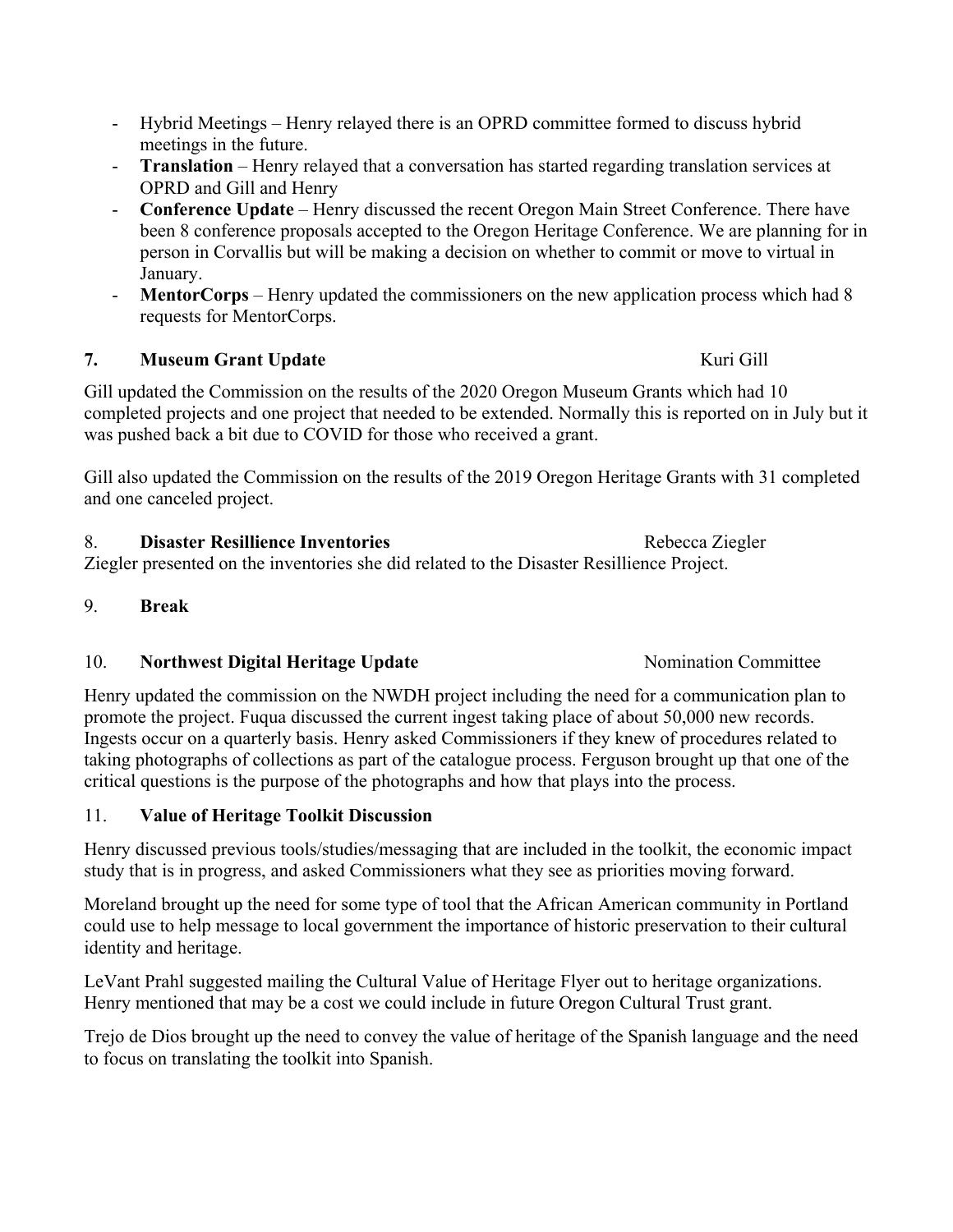- Hybrid Meetings – Henry relayed there is an OPRD committee formed to discuss hybrid meetings in the future.
- **Translation** – Henry relayed that a conversation has started regarding translation services at OPRD and Gill and Henry
- **Conference Update** – Henry discussed the recent Oregon Main Street Conference. There have been 8 conference proposals accepted to the Oregon Heritage Conference. We are planning for in person in Corvallis but will be making a decision on whether to commit or move to virtual in January.
- **MentorCorps** – Henry updated the commissioners on the new application process which had 8 requests for MentorCorps.

**7. Museum Grant Update** Kuri Gill

Gill updated the Commission on the results of the 2020 Oregon Museum Grants which had 10 completed projects and one project that needed to be extended. Normally this is reported on in July but it was pushed back a bit due to COVID for those who received a grant.

Gill also updated the Commission on the results of the 2019 Oregon Heritage Grants with 31 completed and one canceled project.

8. **Disaster Resillience Inventories** Rebecca Ziegler

Ziegler presented on the inventories she did related to the Disaster Resillience Project.

9. **Break**

10. **Northwest Digital Heritage Update** Nomination Committee

Henry updated the commission on the NWDH project including the need for a communication plan to promote the project. Fuqua discussed the current ingest taking place of about 50,000 new records. Ingests occur on a quarterly basis. Henry asked Commissioners if they knew of procedures related to taking photographs of collections as part of the catalogue process. Ferguson brought up that one of the critical questions is the purpose of the photographs and how that plays into the process.

11. **Value of Heritage Toolkit Discussion**

Henry discussed previous tools/studies/messaging that are included in the toolkit, the economic impact study that is in progress, and asked Commissioners what they see as priorities moving forward.

Moreland brought up the need for some type of tool that the African American community in Portland could use to help message to local government the importance of historic preservation to their cultural identity and heritage.

LeVant Prahl suggested mailing the Cultural Value of Heritage Flyer out to heritage organizations. Henry mentioned that may be a cost we could include in future Oregon Cultural Trust grant.

Trejo de Dios brought up the need to convey the value of heritage of the Spanish language and the need to focus on translating the toolkit into Spanish.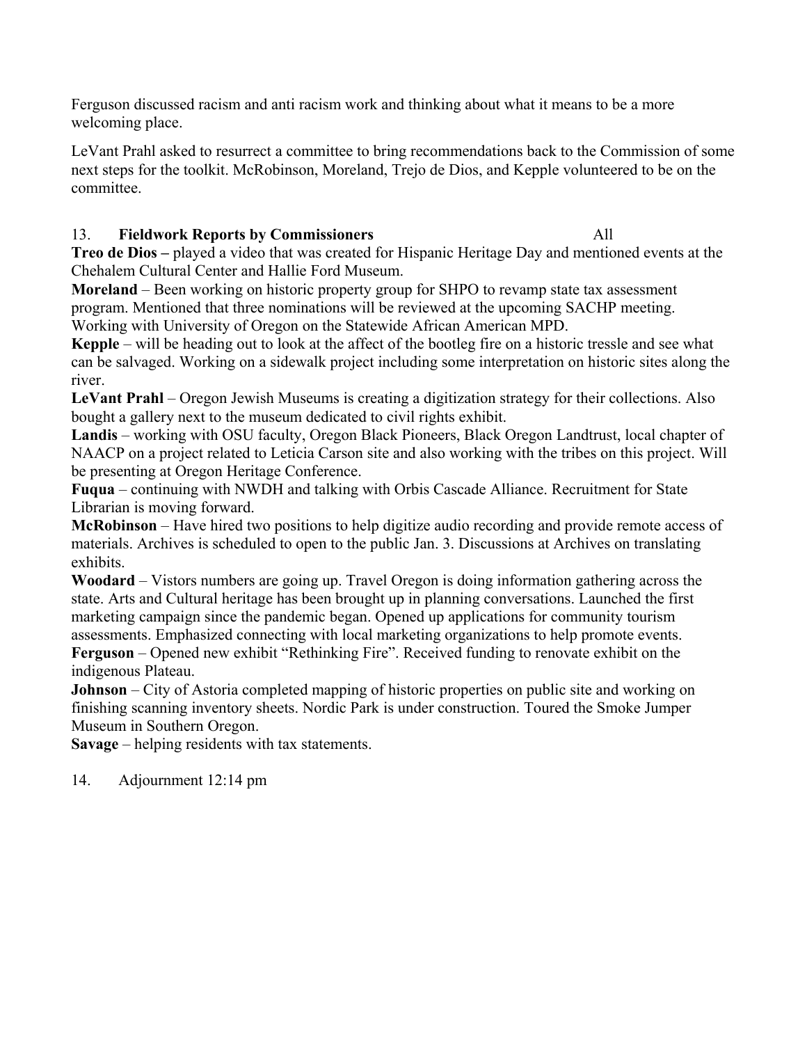Ferguson discussed racism and anti racism work and thinking about what it means to be a more welcoming place.

LeVant Prahl asked to resurrect a committee to bring recommendations back to the Commission of some next steps for the toolkit. McRobinson, Moreland, Trejo de Dios, and Kepple volunteered to be on the committee.

13. **Fieldwork Reports by Commissioners** All

**Treo de Dios –** played a video that was created for Hispanic Heritage Day and mentioned events at the Chehalem Cultural Center and Hallie Ford Museum.
**Moreland** – Been working on historic property group for SHPO to revamp state tax assessment program. Mentioned that three nominations will be reviewed at the upcoming SACHP meeting. Working with University of Oregon on the Statewide African American MPD.
**Kepple** – will be heading out to look at the affect of the bootleg fire on a historic tressle and see what can be salvaged. Working on a sidewalk project including some interpretation on historic sites along the river.
**LeVant Prahl** – Oregon Jewish Museums is creating a digitization strategy for their collections. Also bought a gallery next to the museum dedicated to civil rights exhibit.
**Landis** – working with OSU faculty, Oregon Black Pioneers, Black Oregon Landtrust, local chapter of NAACP on a project related to Leticia Carson site and also working with the tribes on this project. Will be presenting at Oregon Heritage Conference.
**Fuqua** – continuing with NWDH and talking with Orbis Cascade Alliance. Recruitment for State Librarian is moving forward.
**McRobinson** – Have hired two positions to help digitize audio recording and provide remote access of materials. Archives is scheduled to open to the public Jan. 3. Discussions at Archives on translating exhibits.
**Woodard** – Vistors numbers are going up. Travel Oregon is doing information gathering across the state. Arts and Cultural heritage has been brought up in planning conversations. Launched the first marketing campaign since the pandemic began. Opened up applications for community tourism assessments. Emphasized connecting with local marketing organizations to help promote events.
**Ferguson** – Opened new exhibit "Rethinking Fire". Received funding to renovate exhibit on the indigenous Plateau.
**Johnson** – City of Astoria completed mapping of historic properties on public site and working on finishing scanning inventory sheets. Nordic Park is under construction. Toured the Smoke Jumper Museum in Southern Oregon.
**Savage** – helping residents with tax statements.

14. Adjournment 12:14 pm